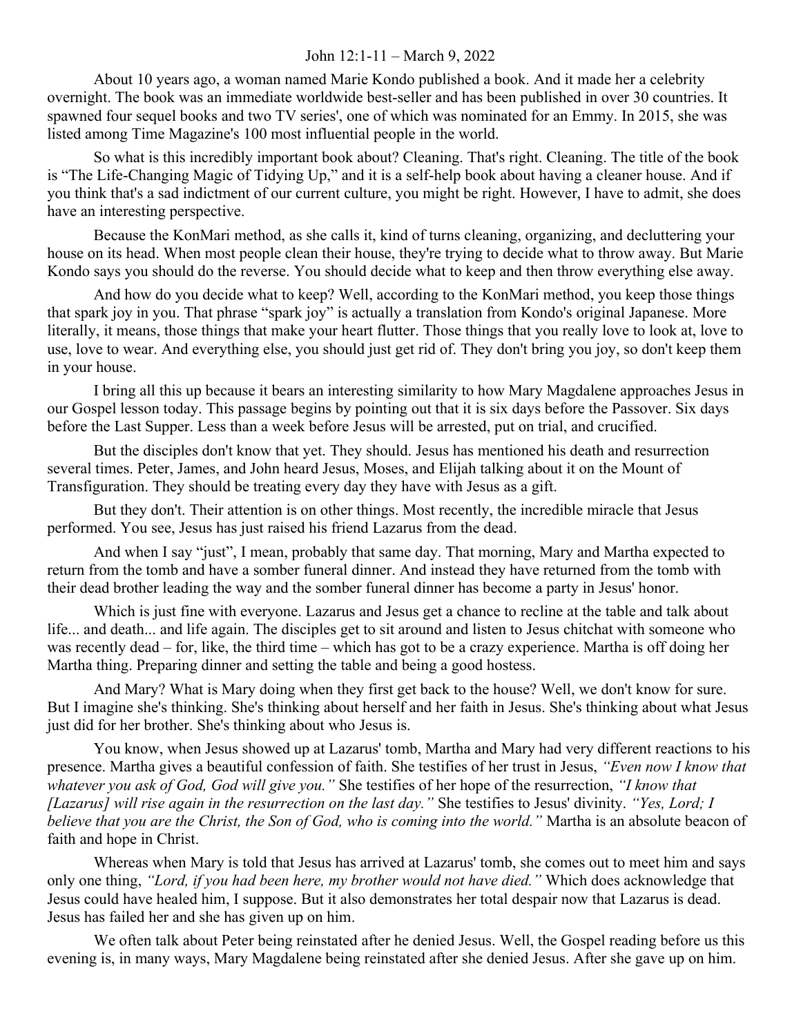John 12:1-11 – March 9, 2022

About 10 years ago, a woman named Marie Kondo published a book. And it made her a celebrity overnight. The book was an immediate worldwide best-seller and has been published in over 30 countries. It spawned four sequel books and two TV series', one of which was nominated for an Emmy. In 2015, she was listed among Time Magazine's 100 most influential people in the world.

So what is this incredibly important book about? Cleaning. That's right. Cleaning. The title of the book is "The Life-Changing Magic of Tidying Up," and it is a self-help book about having a cleaner house. And if you think that's a sad indictment of our current culture, you might be right. However, I have to admit, she does have an interesting perspective.

Because the KonMari method, as she calls it, kind of turns cleaning, organizing, and decluttering your house on its head. When most people clean their house, they're trying to decide what to throw away. But Marie Kondo says you should do the reverse. You should decide what to keep and then throw everything else away.

And how do you decide what to keep? Well, according to the KonMari method, you keep those things that spark joy in you. That phrase "spark joy" is actually a translation from Kondo's original Japanese. More literally, it means, those things that make your heart flutter. Those things that you really love to look at, love to use, love to wear. And everything else, you should just get rid of. They don't bring you joy, so don't keep them in your house.

I bring all this up because it bears an interesting similarity to how Mary Magdalene approaches Jesus in our Gospel lesson today. This passage begins by pointing out that it is six days before the Passover. Six days before the Last Supper. Less than a week before Jesus will be arrested, put on trial, and crucified.

But the disciples don't know that yet. They should. Jesus has mentioned his death and resurrection several times. Peter, James, and John heard Jesus, Moses, and Elijah talking about it on the Mount of Transfiguration. They should be treating every day they have with Jesus as a gift.

But they don't. Their attention is on other things. Most recently, the incredible miracle that Jesus performed. You see, Jesus has just raised his friend Lazarus from the dead.

And when I say "just", I mean, probably that same day. That morning, Mary and Martha expected to return from the tomb and have a somber funeral dinner. And instead they have returned from the tomb with their dead brother leading the way and the somber funeral dinner has become a party in Jesus' honor.

Which is just fine with everyone. Lazarus and Jesus get a chance to recline at the table and talk about life... and death... and life again. The disciples get to sit around and listen to Jesus chitchat with someone who was recently dead – for, like, the third time – which has got to be a crazy experience. Martha is off doing her Martha thing. Preparing dinner and setting the table and being a good hostess.

And Mary? What is Mary doing when they first get back to the house? Well, we don't know for sure. But I imagine she's thinking. She's thinking about herself and her faith in Jesus. She's thinking about what Jesus just did for her brother. She's thinking about who Jesus is.

You know, when Jesus showed up at Lazarus' tomb, Martha and Mary had very different reactions to his presence. Martha gives a beautiful confession of faith. She testifies of her trust in Jesus, *"Even now I know that whatever you ask of God, God will give you."* She testifies of her hope of the resurrection, *"I know that [Lazarus] will rise again in the resurrection on the last day."* She testifies to Jesus' divinity. *"Yes, Lord; I believe that you are the Christ, the Son of God, who is coming into the world."* Martha is an absolute beacon of faith and hope in Christ.

Whereas when Mary is told that Jesus has arrived at Lazarus' tomb, she comes out to meet him and says only one thing, *"Lord, if you had been here, my brother would not have died."* Which does acknowledge that Jesus could have healed him, I suppose. But it also demonstrates her total despair now that Lazarus is dead. Jesus has failed her and she has given up on him.

We often talk about Peter being reinstated after he denied Jesus. Well, the Gospel reading before us this evening is, in many ways, Mary Magdalene being reinstated after she denied Jesus. After she gave up on him.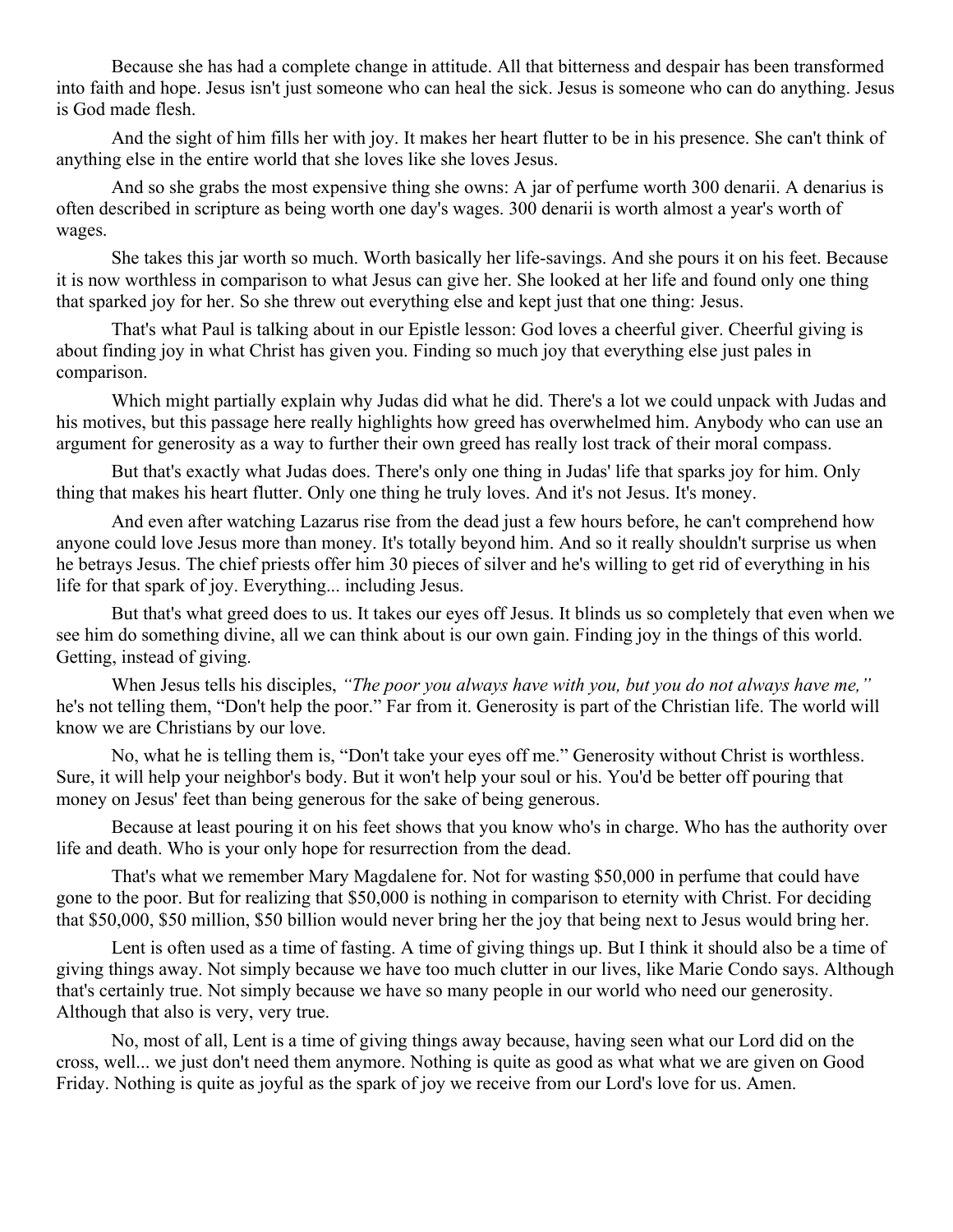Because she has had a complete change in attitude. All that bitterness and despair has been transformed into faith and hope. Jesus isn't just someone who can heal the sick. Jesus is someone who can do anything. Jesus is God made flesh.

And the sight of him fills her with joy. It makes her heart flutter to be in his presence. She can't think of anything else in the entire world that she loves like she loves Jesus.

And so she grabs the most expensive thing she owns: A jar of perfume worth 300 denarii. A denarius is often described in scripture as being worth one day's wages. 300 denarii is worth almost a year's worth of wages.

She takes this jar worth so much. Worth basically her life-savings. And she pours it on his feet. Because it is now worthless in comparison to what Jesus can give her. She looked at her life and found only one thing that sparked joy for her. So she threw out everything else and kept just that one thing: Jesus.

That's what Paul is talking about in our Epistle lesson: God loves a cheerful giver. Cheerful giving is about finding joy in what Christ has given you. Finding so much joy that everything else just pales in comparison.

Which might partially explain why Judas did what he did. There's a lot we could unpack with Judas and his motives, but this passage here really highlights how greed has overwhelmed him. Anybody who can use an argument for generosity as a way to further their own greed has really lost track of their moral compass.

But that's exactly what Judas does. There's only one thing in Judas' life that sparks joy for him. Only thing that makes his heart flutter. Only one thing he truly loves. And it's not Jesus. It's money.

And even after watching Lazarus rise from the dead just a few hours before, he can't comprehend how anyone could love Jesus more than money. It's totally beyond him. And so it really shouldn't surprise us when he betrays Jesus. The chief priests offer him 30 pieces of silver and he's willing to get rid of everything in his life for that spark of joy. Everything... including Jesus.

But that's what greed does to us. It takes our eyes off Jesus. It blinds us so completely that even when we see him do something divine, all we can think about is our own gain. Finding joy in the things of this world. Getting, instead of giving.

When Jesus tells his disciples, *"The poor you always have with you, but you do not always have me,"* he's not telling them, "Don't help the poor." Far from it. Generosity is part of the Christian life. The world will know we are Christians by our love.

No, what he is telling them is, "Don't take your eyes off me." Generosity without Christ is worthless. Sure, it will help your neighbor's body. But it won't help your soul or his. You'd be better off pouring that money on Jesus' feet than being generous for the sake of being generous.

Because at least pouring it on his feet shows that you know who's in charge. Who has the authority over life and death. Who is your only hope for resurrection from the dead.

That's what we remember Mary Magdalene for. Not for wasting $50,000 in perfume that could have gone to the poor. But for realizing that $50,000 is nothing in comparison to eternity with Christ. For deciding that $50,000, $50 million, $50 billion would never bring her the joy that being next to Jesus would bring her.

Lent is often used as a time of fasting. A time of giving things up. But I think it should also be a time of giving things away. Not simply because we have too much clutter in our lives, like Marie Condo says. Although that's certainly true. Not simply because we have so many people in our world who need our generosity. Although that also is very, very true.

No, most of all, Lent is a time of giving things away because, having seen what our Lord did on the cross, well... we just don't need them anymore. Nothing is quite as good as what what we are given on Good Friday. Nothing is quite as joyful as the spark of joy we receive from our Lord's love for us. Amen.